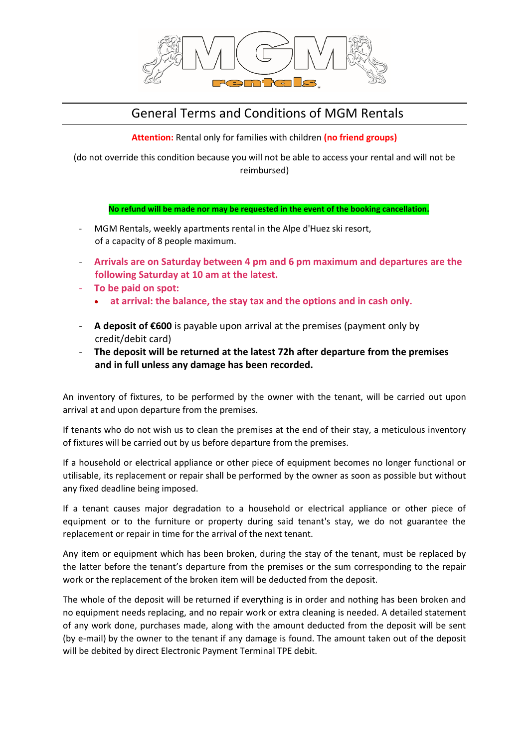MGM rentals

# General Terms and Conditions of MGM Rentals

**Attention:** Rental only for families with children **(no friend groups)**

(do not override this condition because you will not be able to access your rental and will not be reimbursed)

**No refund will be made nor may be requested in the event of the booking cancellation.**

- MGM Rentals, weekly apartments rental in the Alpe d'Huez ski resort, of a capacity of 8 people maximum.
- **Arrivals are on Saturday between 4 pm and 6 pm maximum and departures are the following Saturday at 10 am at the latest.**
- **To be paid on spot:**
  - **at arrival: the balance, the stay tax and the options and in cash only.**
- **A deposit of €600** is payable upon arrival at the premises (payment only by credit/debit card)
- **The deposit will be returned at the latest 72h after departure from the premises and in full unless any damage has been recorded.**

An inventory of fixtures, to be performed by the owner with the tenant, will be carried out upon arrival at and upon departure from the premises.

If tenants who do not wish us to clean the premises at the end of their stay, a meticulous inventory of fixtures will be carried out by us before departure from the premises.

If a household or electrical appliance or other piece of equipment becomes no longer functional or utilisable, its replacement or repair shall be performed by the owner as soon as possible but without any fixed deadline being imposed.

If a tenant causes major degradation to a household or electrical appliance or other piece of equipment or to the furniture or property during said tenant's stay, we do not guarantee the replacement or repair in time for the arrival of the next tenant.

Any item or equipment which has been broken, during the stay of the tenant, must be replaced by the latter before the tenant's departure from the premises or the sum corresponding to the repair work or the replacement of the broken item will be deducted from the deposit.

The whole of the deposit will be returned if everything is in order and nothing has been broken and no equipment needs replacing, and no repair work or extra cleaning is needed. A detailed statement of any work done, purchases made, along with the amount deducted from the deposit will be sent (by e-mail) by the owner to the tenant if any damage is found. The amount taken out of the deposit will be debited by direct Electronic Payment Terminal TPE debit.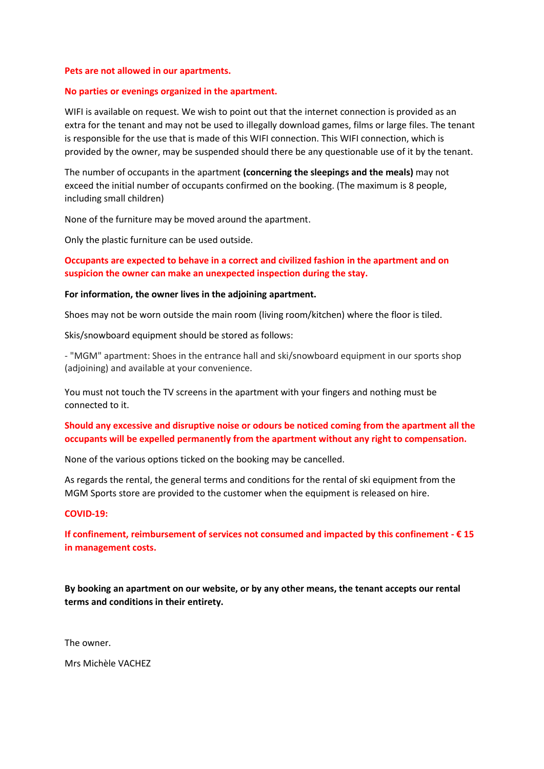**Pets are not allowed in our apartments.**

**No parties or evenings organized in the apartment.**

WIFI is available on request. We wish to point out that the internet connection is provided as an extra for the tenant and may not be used to illegally download games, films or large files. The tenant is responsible for the use that is made of this WIFI connection. This WIFI connection, which is provided by the owner, may be suspended should there be any questionable use of it by the tenant.

The number of occupants in the apartment **(concerning the sleepings and the meals)** may not exceed the initial number of occupants confirmed on the booking. (The maximum is 8 people, including small children)

None of the furniture may be moved around the apartment.

Only the plastic furniture can be used outside.

**Occupants are expected to behave in a correct and civilized fashion in the apartment and on suspicion the owner can make an unexpected inspection during the stay.**

**For information, the owner lives in the adjoining apartment.**

Shoes may not be worn outside the main room (living room/kitchen) where the floor is tiled.

Skis/snowboard equipment should be stored as follows:

- "MGM" apartment: Shoes in the entrance hall and ski/snowboard equipment in our sports shop (adjoining) and available at your convenience.

You must not touch the TV screens in the apartment with your fingers and nothing must be connected to it.

**Should any excessive and disruptive noise or odours be noticed coming from the apartment all the occupants will be expelled permanently from the apartment without any right to compensation.**

None of the various options ticked on the booking may be cancelled.

As regards the rental, the general terms and conditions for the rental of ski equipment from the MGM Sports store are provided to the customer when the equipment is released on hire.

**COVID-19:**

**If confinement, reimbursement of services not consumed and impacted by this confinement - € 15 in management costs.**

**By booking an apartment on our website, or by any other means, the tenant accepts our rental terms and conditions in their entirety.**

The owner.

Mrs Michèle VACHEZ